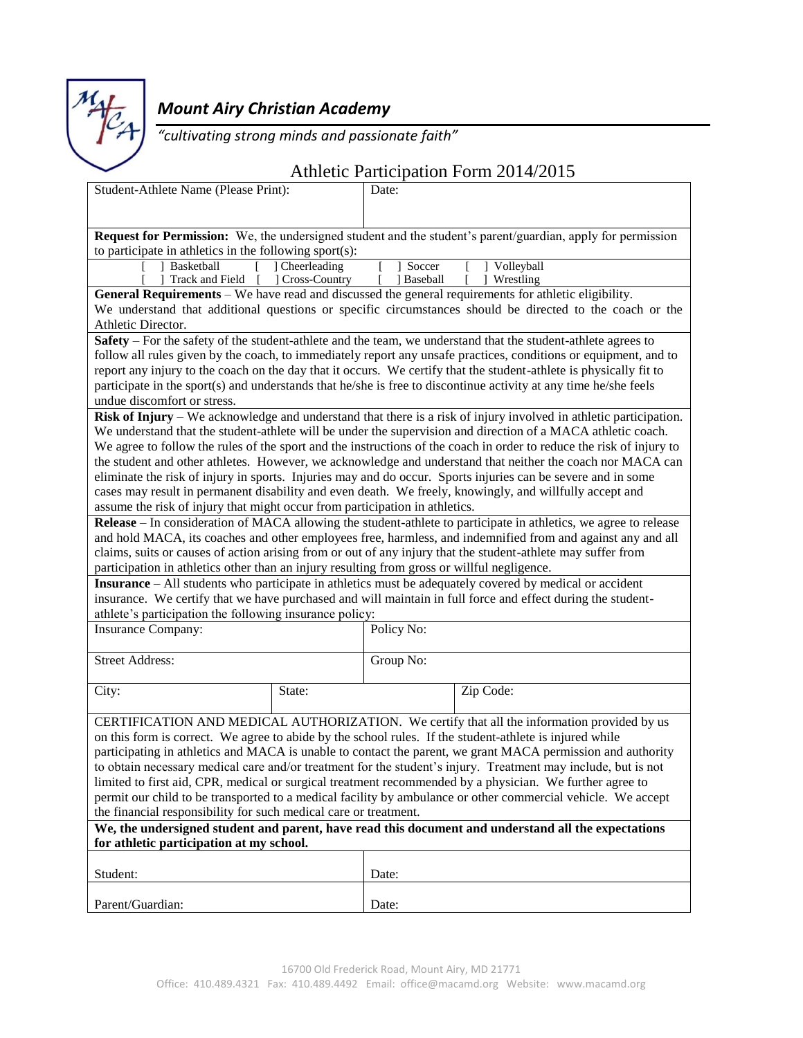# *Mount Airy Christian Academy*

*"cultivating strong minds and passionate faith"*

## Athletic Participation Form 2014/2015

| Student-Athlete Name (Please Print): | Date: |
|---|---|

**Request for Permission:** We, the undersigned student and the student's parent/guardian, apply for permission to participate in athletics in the following sport(s):

[ ] Basketball [ ] Cheerleading [ ] Soccer [ ] Volleyball
[ ] Track and Field [ ] Cross-Country [ ] Baseball [ ] Wrestling

**General Requirements** – We have read and discussed the general requirements for athletic eligibility. We understand that additional questions or specific circumstances should be directed to the coach or the Athletic Director.

**Safety** – For the safety of the student-athlete and the team, we understand that the student-athlete agrees to follow all rules given by the coach, to immediately report any unsafe practices, conditions or equipment, and to report any injury to the coach on the day that it occurs. We certify that the student-athlete is physically fit to participate in the sport(s) and understands that he/she is free to discontinue activity at any time he/she feels undue discomfort or stress.

**Risk of Injury** – We acknowledge and understand that there is a risk of injury involved in athletic participation. We understand that the student-athlete will be under the supervision and direction of a MACA athletic coach. We agree to follow the rules of the sport and the instructions of the coach in order to reduce the risk of injury to the student and other athletes. However, we acknowledge and understand that neither the coach nor MACA can eliminate the risk of injury in sports. Injuries may and do occur. Sports injuries can be severe and in some cases may result in permanent disability and even death. We freely, knowingly, and willfully accept and assume the risk of injury that might occur from participation in athletics.

**Release** – In consideration of MACA allowing the student-athlete to participate in athletics, we agree to release and hold MACA, its coaches and other employees free, harmless, and indemnified from and against any and all claims, suits or causes of action arising from or out of any injury that the student-athlete may suffer from participation in athletics other than an injury resulting from gross or willful negligence.

**Insurance** – All students who participate in athletics must be adequately covered by medical or accident insurance. We certify that we have purchased and will maintain in full force and effect during the student-athlete's participation the following insurance policy:

| Insurance Company: | | Policy No: |
|---|---|---|
| Street Address: | | Group No: |
| City: | State: | Zip Code: |

CERTIFICATION AND MEDICAL AUTHORIZATION. We certify that all the information provided by us on this form is correct. We agree to abide by the school rules. If the student-athlete is injured while participating in athletics and MACA is unable to contact the parent, we grant MACA permission and authority to obtain necessary medical care and/or treatment for the student's injury. Treatment may include, but is not limited to first aid, CPR, medical or surgical treatment recommended by a physician. We further agree to permit our child to be transported to a medical facility by ambulance or other commercial vehicle. We accept the financial responsibility for such medical care or treatment.

**We, the undersigned student and parent, have read this document and understand all the expectations for athletic participation at my school.**

| Student: | Date: |
|---|---|
| Parent/Guardian: | Date: |

16700 Old Frederick Road, Mount Airy, MD 21771
Office: 410.489.4321 Fax: 410.489.4492 Email: office@macamd.org Website: www.macamd.org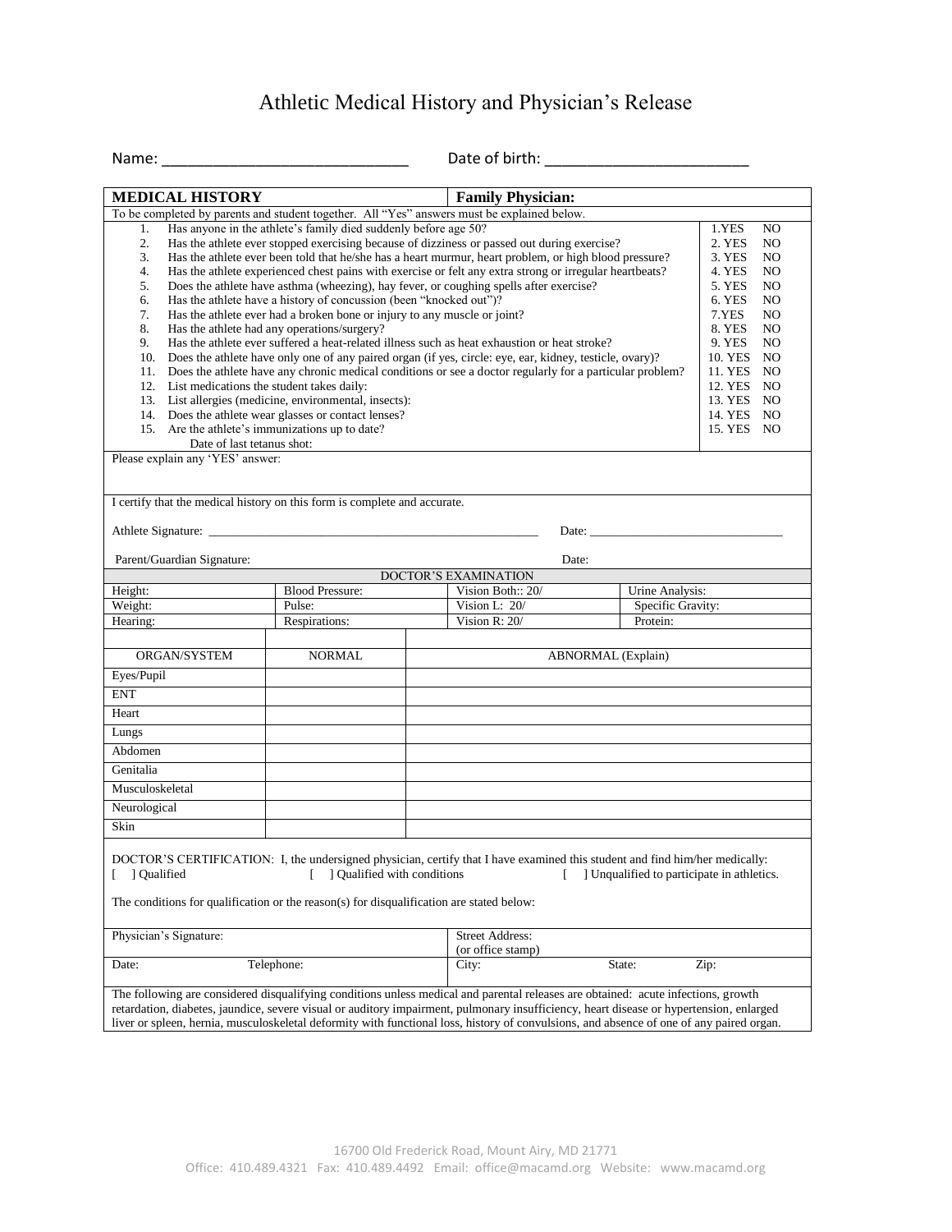# Athletic Medical History and Physician's Release

Name: ______________________________ Date of birth: ________________________

| **MEDICAL HISTORY** | **Family Physician:** |
|---|---|
| To be completed by parents and student together. All "Yes" answers must be explained below. | |

| Question | Answer |
|---|---|
| 1. Has anyone in the athlete's family died suddenly before age 50? | 1.YES NO |
| 2. Has the athlete ever stopped exercising because of dizziness or passed out during exercise? | 2. YES NO |
| 3. Has the athlete ever been told that he/she has a heart murmur, heart problem, or high blood pressure? | 3. YES NO |
| 4. Has the athlete experienced chest pains with exercise or felt any extra strong or irregular heartbeats? | 4. YES NO |
| 5. Does the athlete have asthma (wheezing), hay fever, or coughing spells after exercise? | 5. YES NO |
| 6. Has the athlete have a history of concussion (been "knocked out")? | 6. YES NO |
| 7. Has the athlete ever had a broken bone or injury to any muscle or joint? | 7.YES NO |
| 8. Has the athlete had any operations/surgery? | 8. YES NO |
| 9. Has the athlete ever suffered a heat-related illness such as heat exhaustion or heat stroke? | 9. YES NO |
| 10. Does the athlete have only one of any paired organ (if yes, circle: eye, ear, kidney, testicle, ovary)? | 10. YES NO |
| 11. Does the athlete have any chronic medical conditions or see a doctor regularly for a particular problem? | 11. YES NO |
| 12. List medications the student takes daily: | 12. YES NO |
| 13. List allergies (medicine, environmental, insects): | 13. YES NO |
| 14. Does the athlete wear glasses or contact lenses? | 14. YES NO |
| 15. Are the athlete's immunizations up to date? Date of last tetanus shot: | 15. YES NO |

Please explain any 'YES' answer:

I certify that the medical history on this form is complete and accurate.

Athlete Signature: ______________________________________________ Date: ___________________________

Parent/Guardian Signature: Date:

## DOCTOR'S EXAMINATION

| Height: | Blood Pressure: | Vision Both:: 20/ | Urine Analysis: |
|---|---|---|---|
| Weight: | Pulse: | Vision L: 20/ | Specific Gravity: |
| Hearing: | Respirations: | Vision R: 20/ | Protein: |

| ORGAN/SYSTEM | NORMAL | ABNORMAL (Explain) |
|---|---|---|
| Eyes/Pupil | | |
| ENT | | |
| Heart | | |
| Lungs | | |
| Abdomen | | |
| Genitalia | | |
| Musculoskeletal | | |
| Neurological | | |
| Skin | | |

DOCTOR'S CERTIFICATION: I, the undersigned physician, certify that I have examined this student and find him/her medically:

[ ] Qualified [ ] Qualified with conditions [ ] Unqualified to participate in athletics.

The conditions for qualification or the reason(s) for disqualification are stated below:

| Physician's Signature: | Street Address: (or office stamp) |
|---|---|
| Date: Telephone: | City: State: Zip: |

The following are considered disqualifying conditions unless medical and parental releases are obtained: acute infections, growth retardation, diabetes, jaundice, severe visual or auditory impairment, pulmonary insufficiency, heart disease or hypertension, enlarged liver or spleen, hernia, musculoskeletal deformity with functional loss, history of convulsions, and absence of one of any paired organ.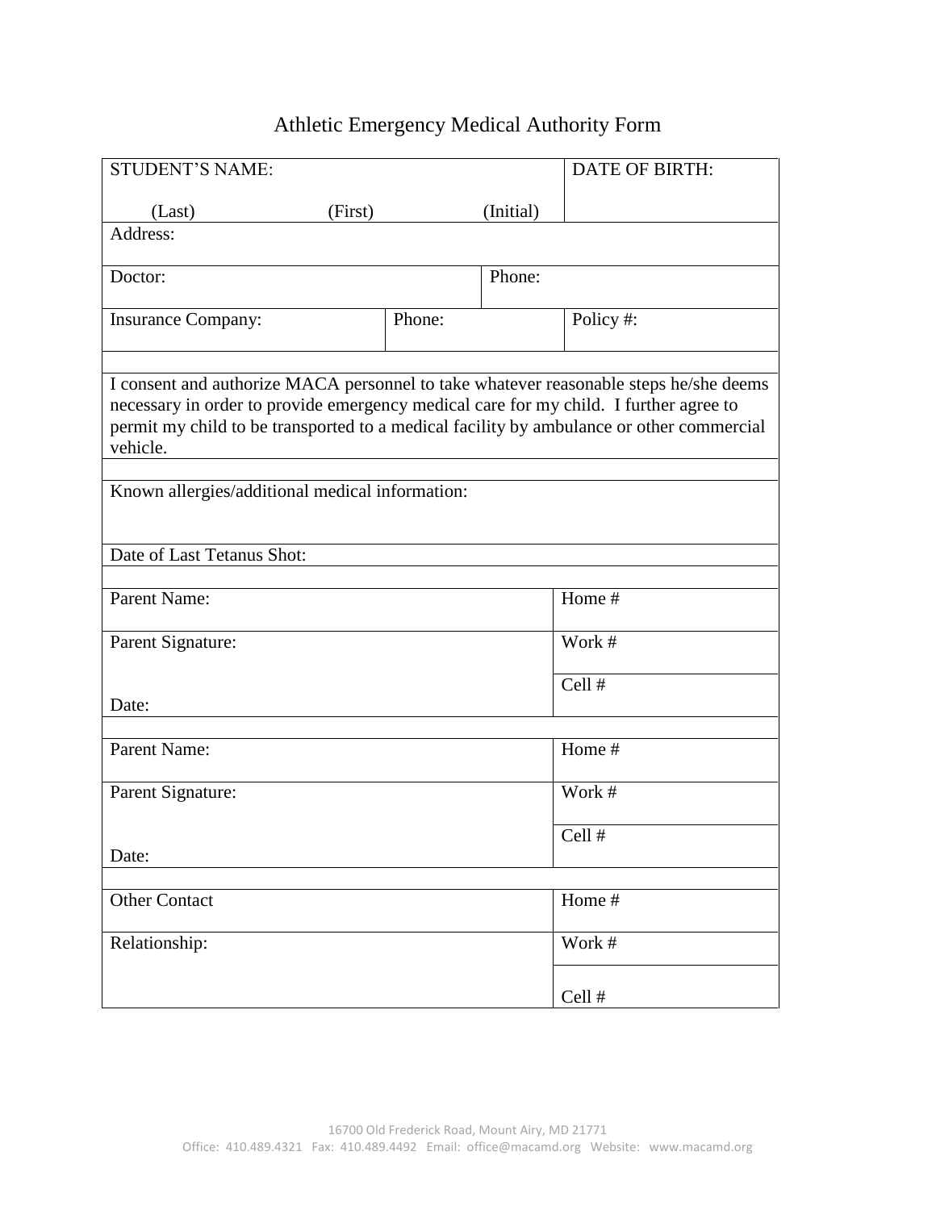# Athletic Emergency Medical Authority Form

| | | | | |
|---|---|---|---|---|
| STUDENT'S NAME: (Last) (First) (Initial) | | | | DATE OF BIRTH: |
| Address: | | | | |
| Doctor: | | | Phone: | |
| Insurance Company: | | Phone: | | Policy #: |

I consent and authorize MACA personnel to take whatever reasonable steps he/she deems necessary in order to provide emergency medical care for my child. I further agree to permit my child to be transported to a medical facility by ambulance or other commercial vehicle.

Known allergies/additional medical information:

Date of Last Tetanus Shot:

| | |
|---|---|
| Parent Name: | Home # |
| Parent Signature: | Work # |
| Date: | Cell # |

| | |
|---|---|
| Parent Name: | Home # |
| Parent Signature: | Work # |
| Date: | Cell # |

| | |
|---|---|
| Other Contact | Home # |
| Relationship: | Work # |
| | Cell # |

16700 Old Frederick Road, Mount Airy, MD 21771
Office: 410.489.4321 Fax: 410.489.4492 Email: office@macamd.org Website: www.macamd.org